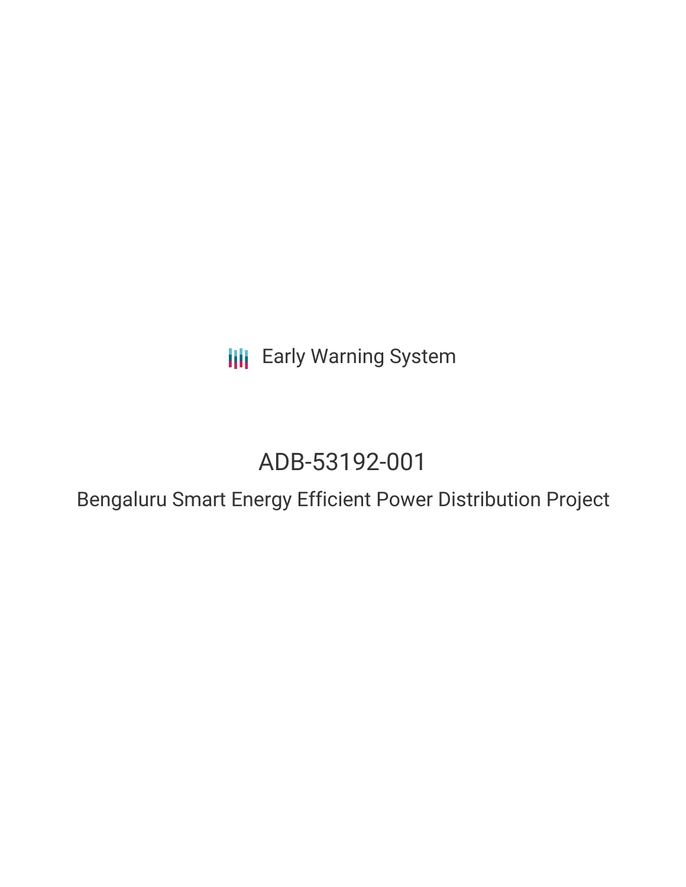Early Warning System

# ADB-53192-001

## Bengaluru Smart Energy Efficient Power Distribution Project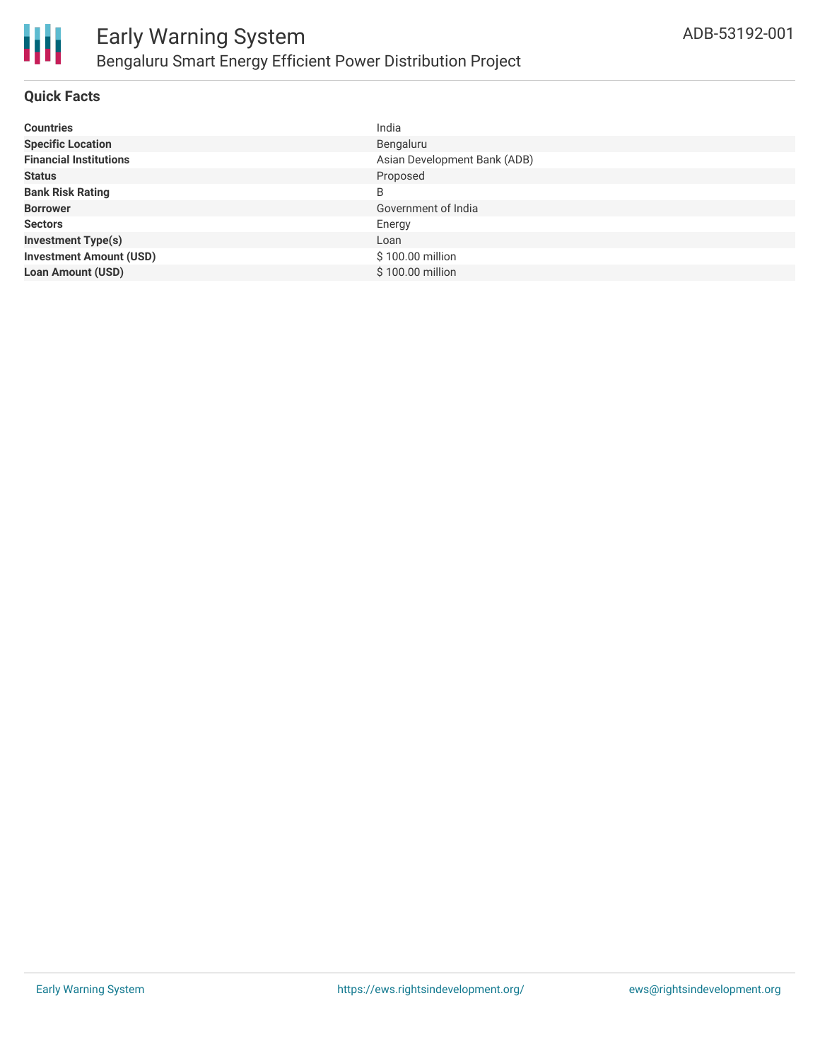# Early Warning System

## Bengaluru Smart Energy Efficient Power Distribution Project

ADB-53192-001

### Quick Facts

| | |
|---|---|
| **Countries** | India |
| **Specific Location** | Bengaluru |
| **Financial Institutions** | Asian Development Bank (ADB) |
| **Status** | Proposed |
| **Bank Risk Rating** | B |
| **Borrower** | Government of India |
| **Sectors** | Energy |
| **Investment Type(s)** | Loan |
| **Investment Amount (USD)** | $ 100.00 million |
| **Loan Amount (USD)** | $ 100.00 million |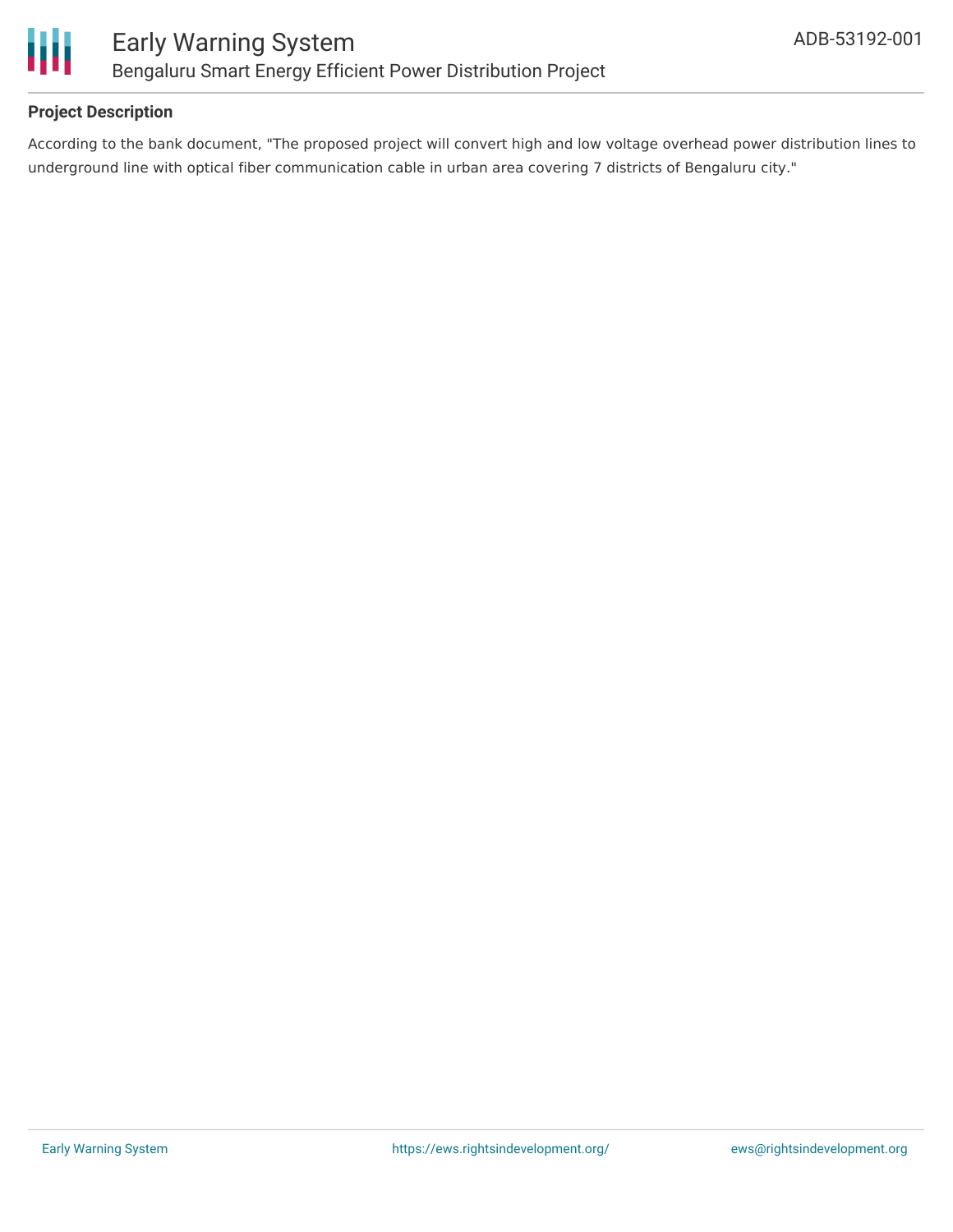## Project Description

According to the bank document, "The proposed project will convert high and low voltage overhead power distribution lines to underground line with optical fiber communication cable in urban area covering 7 districts of Bengaluru city."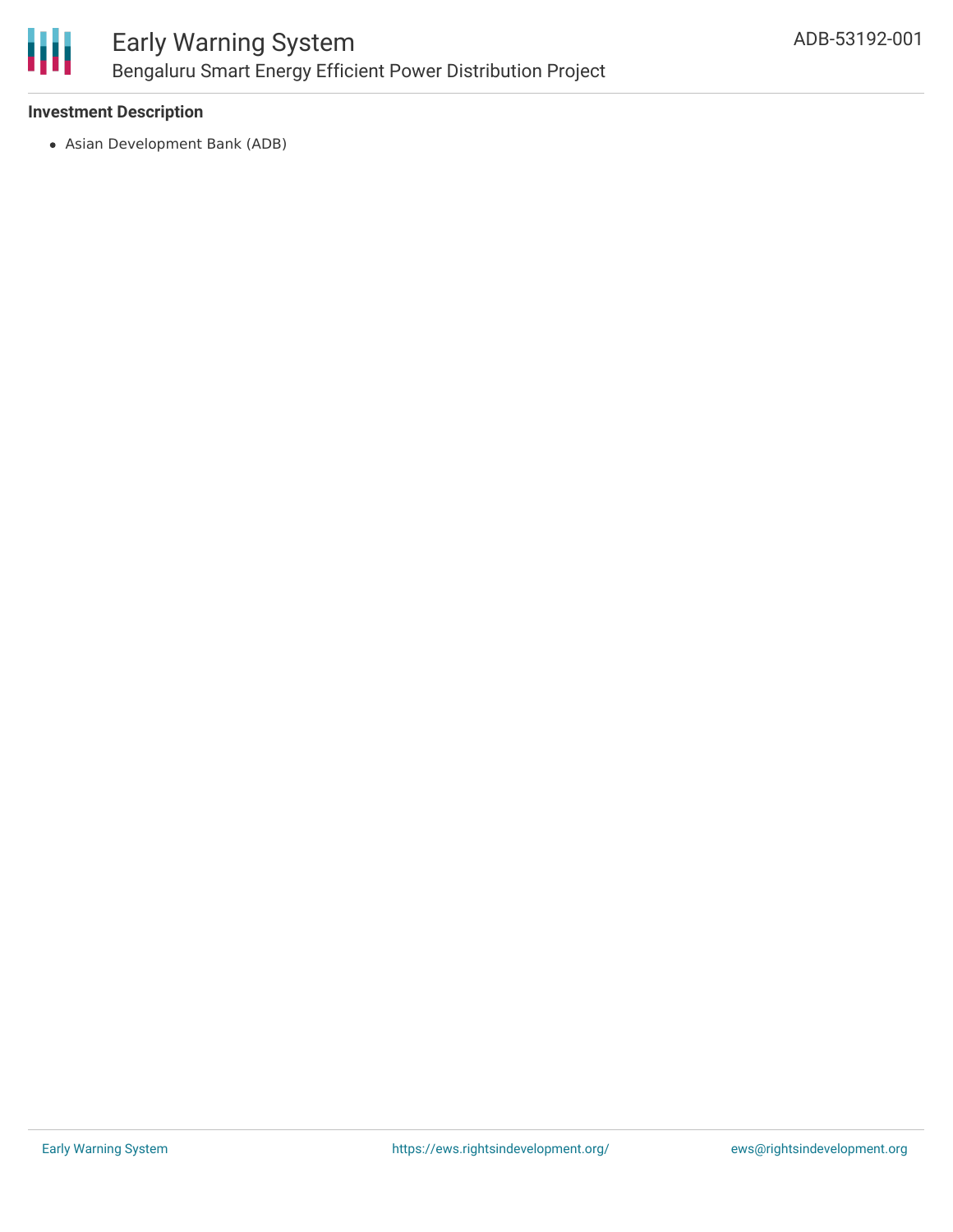**Investment Description**

- Asian Development Bank (ADB)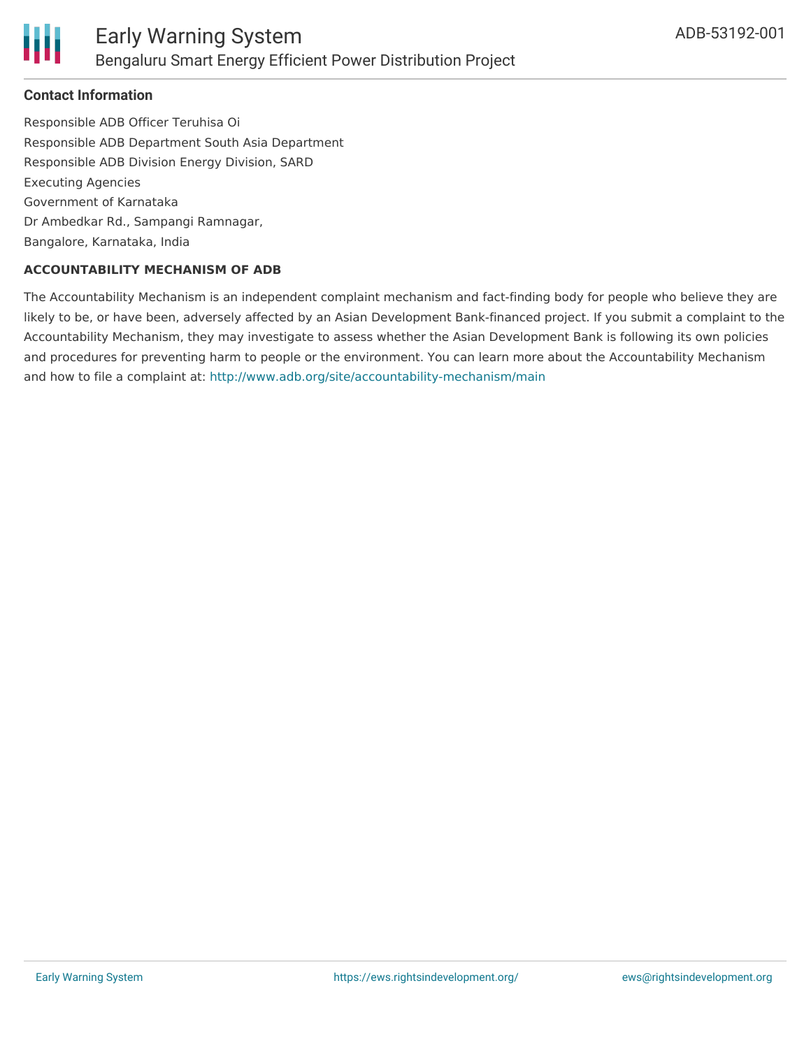**Contact Information**

Responsible ADB Officer Teruhisa Oi
Responsible ADB Department South Asia Department
Responsible ADB Division Energy Division, SARD
Executing Agencies
Government of Karnataka
Dr Ambedkar Rd., Sampangi Ramnagar,
Bangalore, Karnataka, India

**ACCOUNTABILITY MECHANISM OF ADB**

The Accountability Mechanism is an independent complaint mechanism and fact-finding body for people who believe they are likely to be, or have been, adversely affected by an Asian Development Bank-financed project. If you submit a complaint to the Accountability Mechanism, they may investigate to assess whether the Asian Development Bank is following its own policies and procedures for preventing harm to people or the environment. You can learn more about the Accountability Mechanism and how to file a complaint at: http://www.adb.org/site/accountability-mechanism/main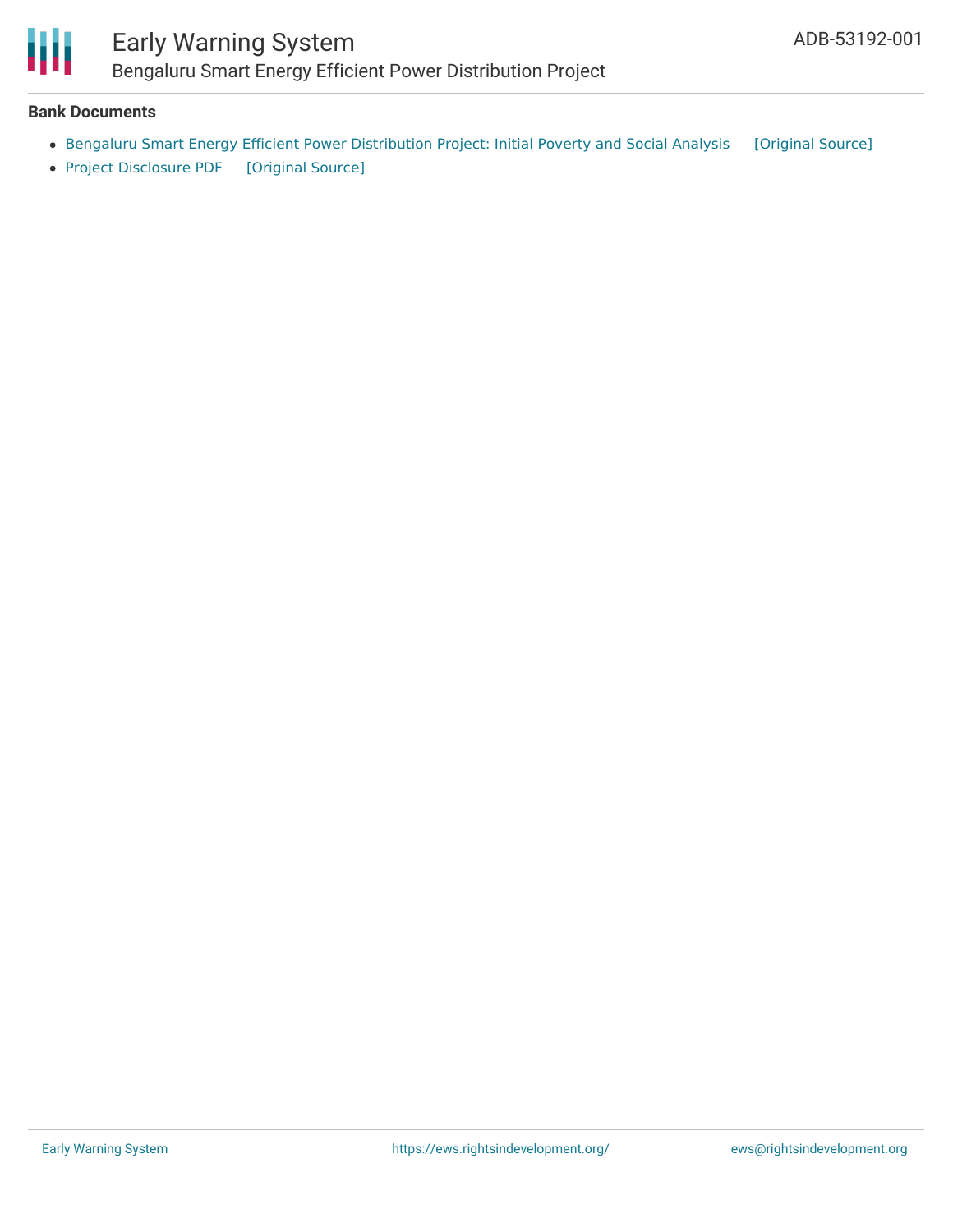**Bank Documents**

- Bengaluru Smart Energy Efficient Power Distribution Project: Initial Poverty and Social Analysis [Original Source]
- Project Disclosure PDF [Original Source]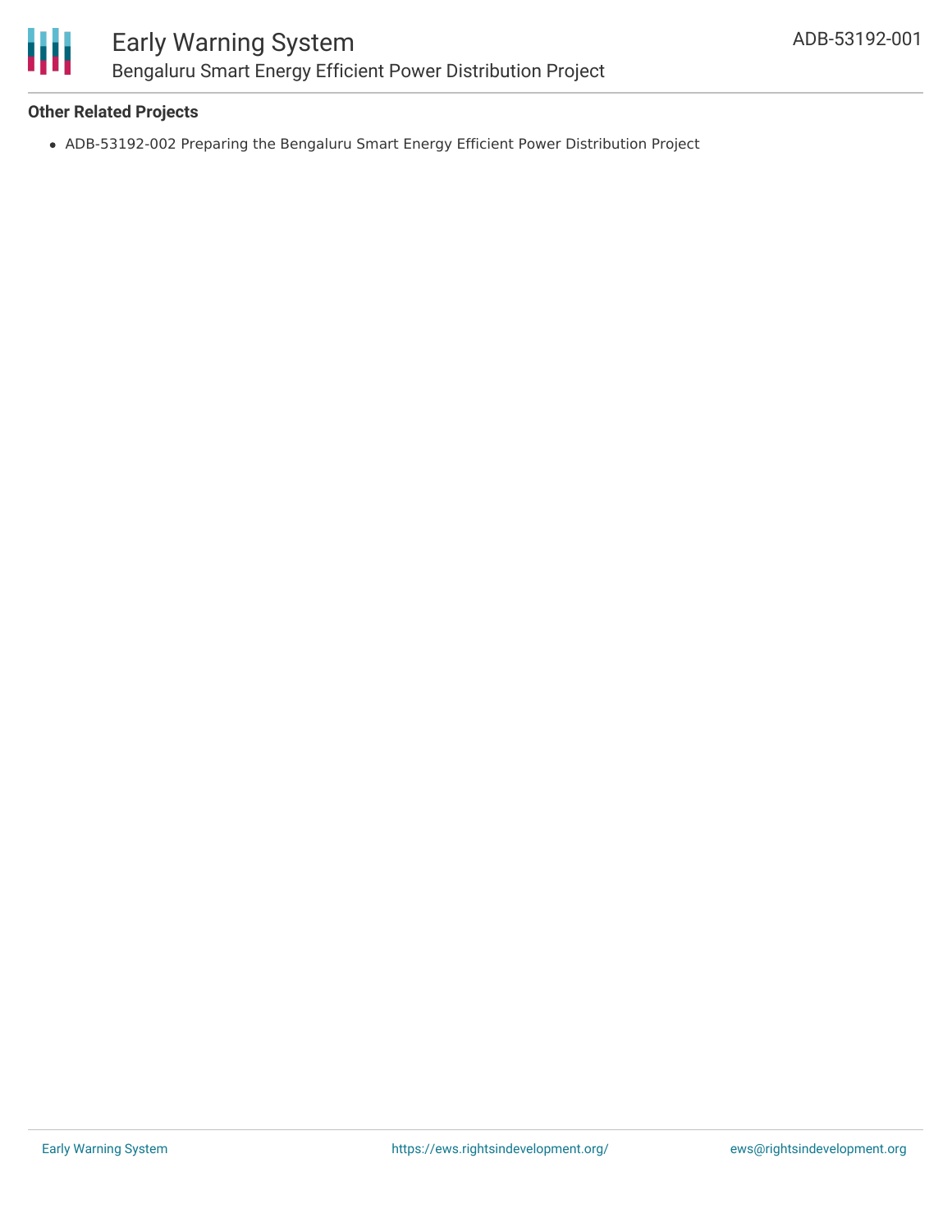**Other Related Projects**

- ADB-53192-002 Preparing the Bengaluru Smart Energy Efficient Power Distribution Project